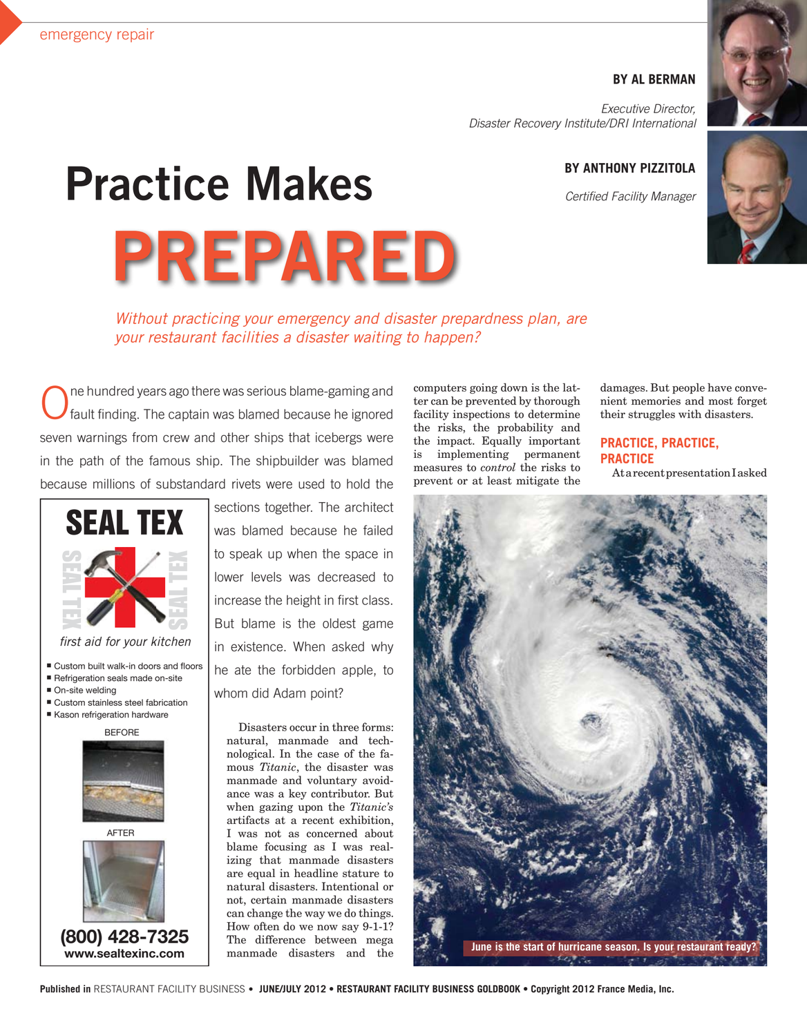emergency repair

**BY AL BERMAN**

*Executive Director, Disaster Recovery Institute/DRI International*

**BY ANTHONY PIZZITOLA**

*Certified Facility Manager*

# Practice Makes PREPARED

*Without practicing your emergency and disaster prepardness plan, are your restaurant facilities a disaster waiting to happen?*

One hundred years ago there was serious blame-gaming and fault finding. The captain was blamed because he ignored seven warnings from crew and other ships that icebergs were in the path of the famous ship. The shipbuilder was blamed because millions of substandard rivets were used to hold the sections together. The architect was blamed because he failed to speak up when the space in lower levels was decreased to increase the height in first class. But blame is the oldest game in existence. When asked why he ate the forbidden apple, to whom did Adam point?

Disasters occur in three forms: natural, manmade and technological. In the case of the famous *Titanic*, the disaster was manmade and voluntary avoidance was a key contributor. But when gazing upon the *Titanic's* artifacts at a recent exhibition, I was not as concerned about blame focusing as I was realizing that manmade disasters are equal in headline stature to natural disasters. Intentional or not, certain manmade disasters can change the way we do things. How often do we now say 9-1-1? The difference between mega manmade disasters and the computers going down is the latter can be prevented by thorough facility inspections to determine the risks, the probability and the impact. Equally important is implementing permanent measures to *control* the risks to prevent or at least mitigate the damages. But people have convenient memories and most forget their struggles with disasters.

## PRACTICE, PRACTICE, PRACTICE

At a recent presentation I asked

June is the start of hurricane season. Is your restaurant ready?

**SEAL TEX**

*first aid for your kitchen*

- Custom built walk-in doors and floors
- Refrigeration seals made on-site
- On-site welding
- Custom stainless steel fabrication
- Kason refrigeration hardware

BEFORE

AFTER

**(800) 428-7325**
**www.sealtexinc.com**

Published in RESTAURANT FACILITY BUSINESS • **JUNE/JULY 2012 • RESTAURANT FACILITY BUSINESS GOLDBOOK • Copyright 2012 France Media, Inc.**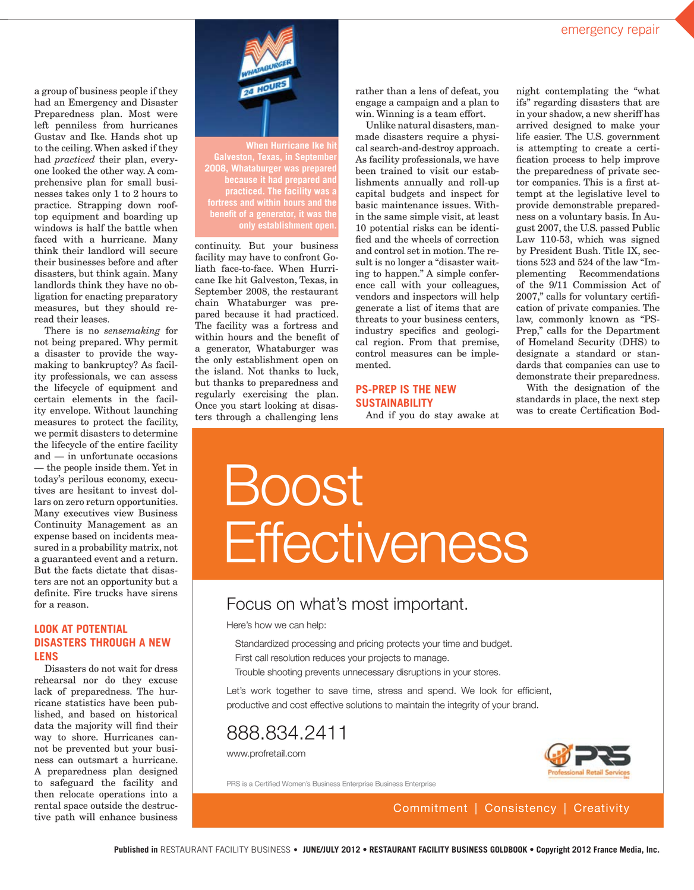a group of business people if they had an Emergency and Disaster Preparedness plan. Most were left penniless from hurricanes Gustav and Ike. Hands shot up to the ceiling. When asked if they had *practiced* their plan, everyone looked the other way. A comprehensive plan for small businesses takes only 1 to 2 hours to practice. Strapping down rooftop equipment and boarding up windows is half the battle when faced with a hurricane. Many think their landlord will secure their businesses before and after disasters, but think again. Many landlords think they have no obligation for enacting preparatory measures, but they should reread their leases.

There is no *sensemaking* for not being prepared. Why permit a disaster to provide the way-making to bankruptcy? As facility professionals, we can assess the lifecycle of equipment and certain elements in the facility envelope. Without launching measures to protect the facility, we permit disasters to determine the lifecycle of the entire facility and — in unfortunate occasions — the people inside them. Yet in today's perilous economy, executives are hesitant to invest dollars on zero return opportunities. Many executives view Business Continuity Management as an expense based on incidents measured in a probability matrix, not a guaranteed event and a return. But the facts dictate that disasters are not an opportunity but a definite. Fire trucks have sirens for a reason.

## LOOK AT POTENTIAL DISASTERS THROUGH A NEW LENS

Disasters do not wait for dress rehearsal nor do they excuse lack of preparedness. The hurricane statistics have been published, and based on historical data the majority will find their way to shore. Hurricanes cannot be prevented but your business can outsmart a hurricane. A preparedness plan designed to safeguard the facility and then relocate operations into a rental space outside the destructive path will enhance business continuity. But your business facility may have to confront Goliath face-to-face. When Hurricane Ike hit Galveston, Texas, in September 2008, the restaurant chain Whataburger was prepared because it had practiced. The facility was a fortress and within hours and the benefit of a generator, Whataburger was the only establishment open on the island. Not thanks to luck, but thanks to preparedness and regularly exercising the plan. Once you start looking at disasters through a challenging lens rather than a lens of defeat, you engage a campaign and a plan to win. Winning is a team effort.

When Hurricane Ike hit Galveston, Texas, in September 2008, Whataburger was prepared because it had prepared and practiced. The facility was a fortress and within hours and the benefit of a generator, it was the only establishment open.

Unlike natural disasters, man-made disasters require a physical search-and-destroy approach. As facility professionals, we have been trained to visit our establishments annually and roll-up capital budgets and inspect for basic maintenance issues. Within the same simple visit, at least 10 potential risks can be identified and the wheels of correction and control set in motion. The result is no longer a "disaster waiting to happen." A simple conference call with your colleagues, vendors and inspectors will help generate a list of items that are threats to your business centers, industry specifics and geological region. From that premise, control measures can be implemented.

## PS-PREP IS THE NEW SUSTAINABILITY

And if you do stay awake at night contemplating the "what ifs" regarding disasters that are in your shadow, a new sheriff has arrived designed to make your life easier. The U.S. government is attempting to create a certification process to help improve the preparedness of private sector companies. This is a first attempt at the legislative level to provide demonstrable preparedness on a voluntary basis. In August 2007, the U.S. passed Public Law 110-53, which was signed by President Bush. Title IX, sections 523 and 524 of the law "Implementing Recommendations of the 9/11 Commission Act of 2007," calls for voluntary certification of private companies. The law, commonly known as "PS-Prep," calls for the Department of Homeland Security (DHS) to designate a standard or standards that companies can use to demonstrate their preparedness.

With the designation of the standards in place, the next step was to create Certification Bod-

# Boost Effectiveness

## Focus on what's most important.

Here's how we can help:

- Standardized processing and pricing protects your time and budget.
- First call resolution reduces your projects to manage.
- Trouble shooting prevents unnecessary disruptions in your stores.

Let's work together to save time, stress and spend. We look for efficient, productive and cost effective solutions to maintain the integrity of your brand.

888.834.2411

www.profretail.com

PRS Professional Retail Services Inc

PRS is a Certified Women's Business Enterprise Business Enterprise

Commitment | Consistency | Creativity

Published in RESTAURANT FACILITY BUSINESS • JUNE/JULY 2012 • RESTAURANT FACILITY BUSINESS GOLDBOOK • Copyright 2012 France Media, Inc.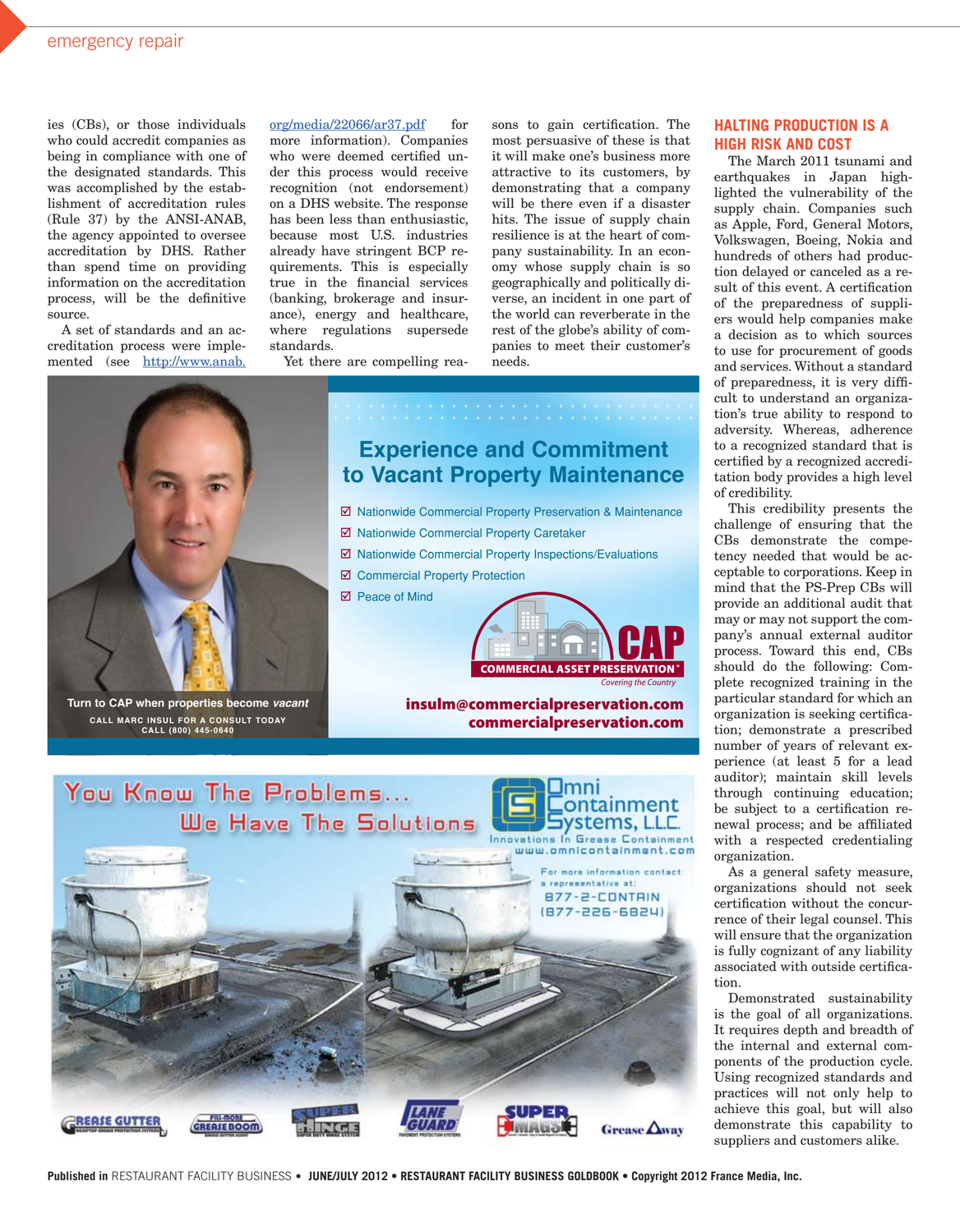ies (CBs), or those individuals who could accredit companies as being in compliance with one of the designated standards. This was accomplished by the establishment of accreditation rules (Rule 37) by the ANSI-ANAB, the agency appointed to oversee accreditation by DHS. Rather than spend time on providing information on the accreditation process, will be the definitive source.

A set of standards and an accreditation process were implemented (see http://www.anab.org/media/22066/ar37.pdf for more information). Companies who were deemed certified under this process would receive recognition (not endorsement) on a DHS website. The response has been less than enthusiastic, because most U.S. industries already have stringent BCP requirements. This is especially true in the financial services (banking, brokerage and insurance), energy and healthcare, where regulations supersede standards.

Yet there are compelling reasons to gain certification. The most persuasive of these is that it will make one's business more attractive to its customers, by demonstrating that a company will be there even if a disaster hits. The issue of supply chain resilience is at the heart of company sustainability. In an economy whose supply chain is so geographically and politically diverse, an incident in one part of the world can reverberate in the rest of the globe's ability of companies to meet their customer's needs.

## HALTING PRODUCTION IS A HIGH RISK AND COST

The March 2011 tsunami and earthquakes in Japan highlighted the vulnerability of the supply chain. Companies such as Apple, Ford, General Motors, Volkswagen, Boeing, Nokia and hundreds of others had production delayed or canceled as a result of this event. A certification of the preparedness of suppliers would help companies make a decision as to which sources to use for procurement of goods and services. Without a standard of preparedness, it is very difficult to understand an organization's true ability to respond to adversity. Whereas, adherence to a recognized standard that is certified by a recognized accreditation body provides a high level of credibility.

This credibility presents the challenge of ensuring that the CBs demonstrate the competence needed that would be acceptable to corporations. Keep in mind that the PS-Prep CBs will provide an additional audit that may or may not support the company's annual external auditor process. Toward this end, CBs should do the following: Complete recognized training in the particular standard for which an organization is seeking certification; demonstrate a prescribed number of years of relevant experience (at least 5 for a lead auditor); maintain skill levels through continuing education; be subject to a certification renewal process; and be affiliated with a respected credentialing organization.

As a general safety measure, organizations should not seek certification without the concurrence of their legal counsel. This will ensure that the organization is fully cognizant of any liability associated with outside certification.

Demonstrated sustainability is the goal of all organizations. It requires depth and breadth of the internal and external components of the production cycle. Using recognized standards and practices will not only help to achieve this goal, but will also demonstrate this capability to suppliers and customers alike.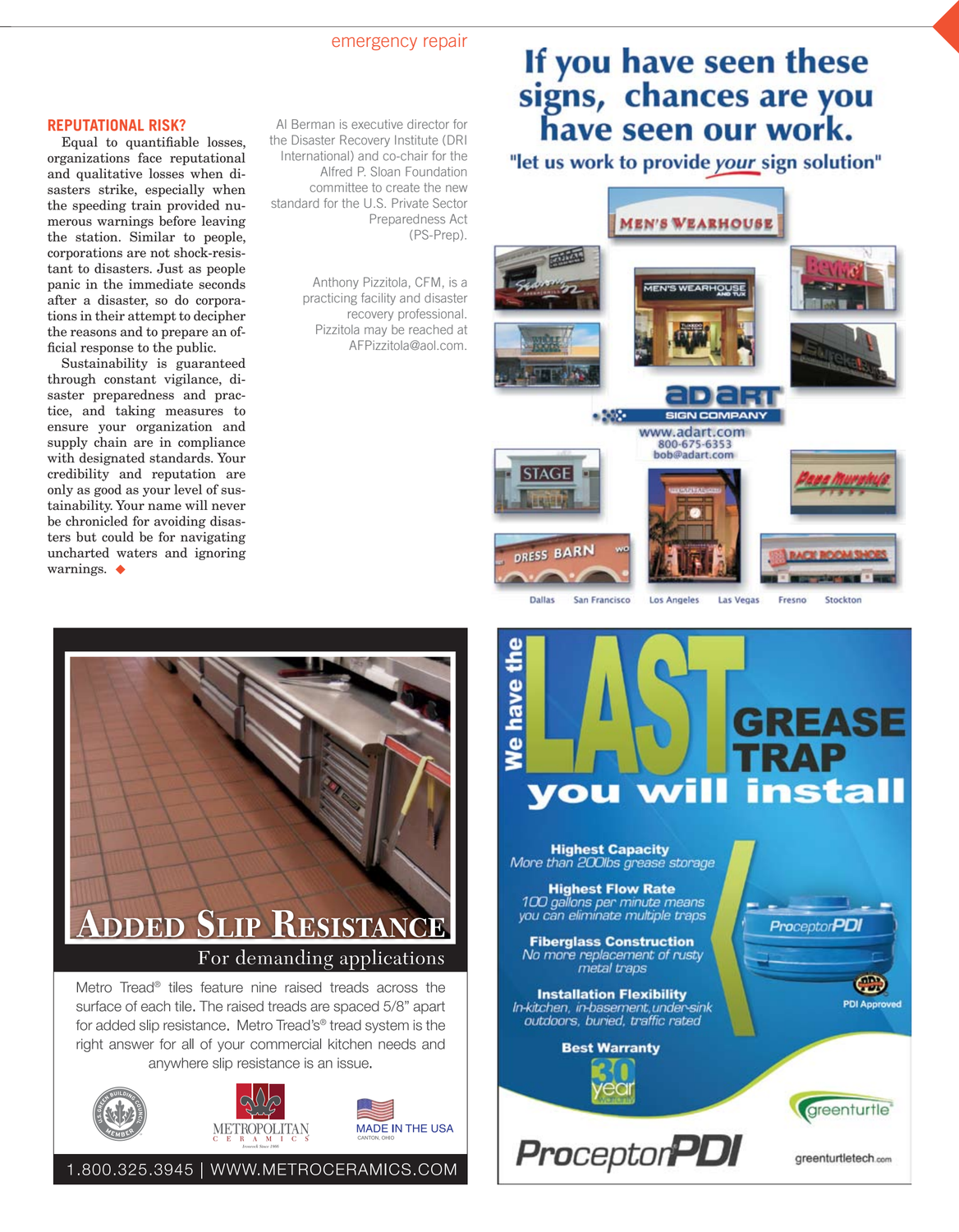## REPUTATIONAL RISK?

Equal to quantifiable losses, organizations face reputational and qualitative losses when disasters strike, especially when the speeding train provided numerous warnings before leaving the station. Similar to people, corporations are not shock-resistant to disasters. Just as people panic in the immediate seconds after a disaster, so do corporations in their attempt to decipher the reasons and to prepare an official response to the public.

Sustainability is guaranteed through constant vigilance, disaster preparedness and practice, and taking measures to ensure your organization and supply chain are in compliance with designated standards. Your credibility and reputation are only as good as your level of sustainability. Your name will never be chronicled for avoiding disasters but could be for navigating uncharted waters and ignoring warnings. ◆

Al Berman is executive director for the Disaster Recovery Institute (DRI International) and co-chair for the Alfred P. Sloan Foundation committee to create the new standard for the U.S. Private Sector Preparedness Act (PS-Prep).

Anthony Pizzitola, CFM, is a practicing facility and disaster recovery professional. Pizzitola may be reached at AFPizzitola@aol.com.

If you have seen these signs, chances are you have seen our work.

"let us work to provide your sign solution"

ad art SIGN COMPANY
www.adart.com
800-675-6353
bob@adart.com

Dallas San Francisco Los Angeles Las Vegas Fresno Stockton

ADDED SLIP RESISTANCE
For demanding applications

Metro Tread® tiles feature nine raised treads across the surface of each tile. The raised treads are spaced 5/8" apart for added slip resistance. Metro Tread's® tread system is the right answer for all of your commercial kitchen needs and anywhere slip resistance is an issue.

METROPOLITAN CERAMICS
MADE IN THE USA CANTON, OHIO

1.800.325.3945 | WWW.METROCERAMICS.COM

We have the LAST GREASE TRAP you will install

Highest Capacity
More than 200lbs grease storage

Highest Flow Rate
100 gallons per minute means you can eliminate multiple traps

Fiberglass Construction
No more replacement of rusty metal traps

Installation Flexibility
In-kitchen, in-basement, under-sink outdoors, buried, traffic rated

Best Warranty
30 year

PDI Approved

ProceptorPDI
greenturtle
greenturtletech.com